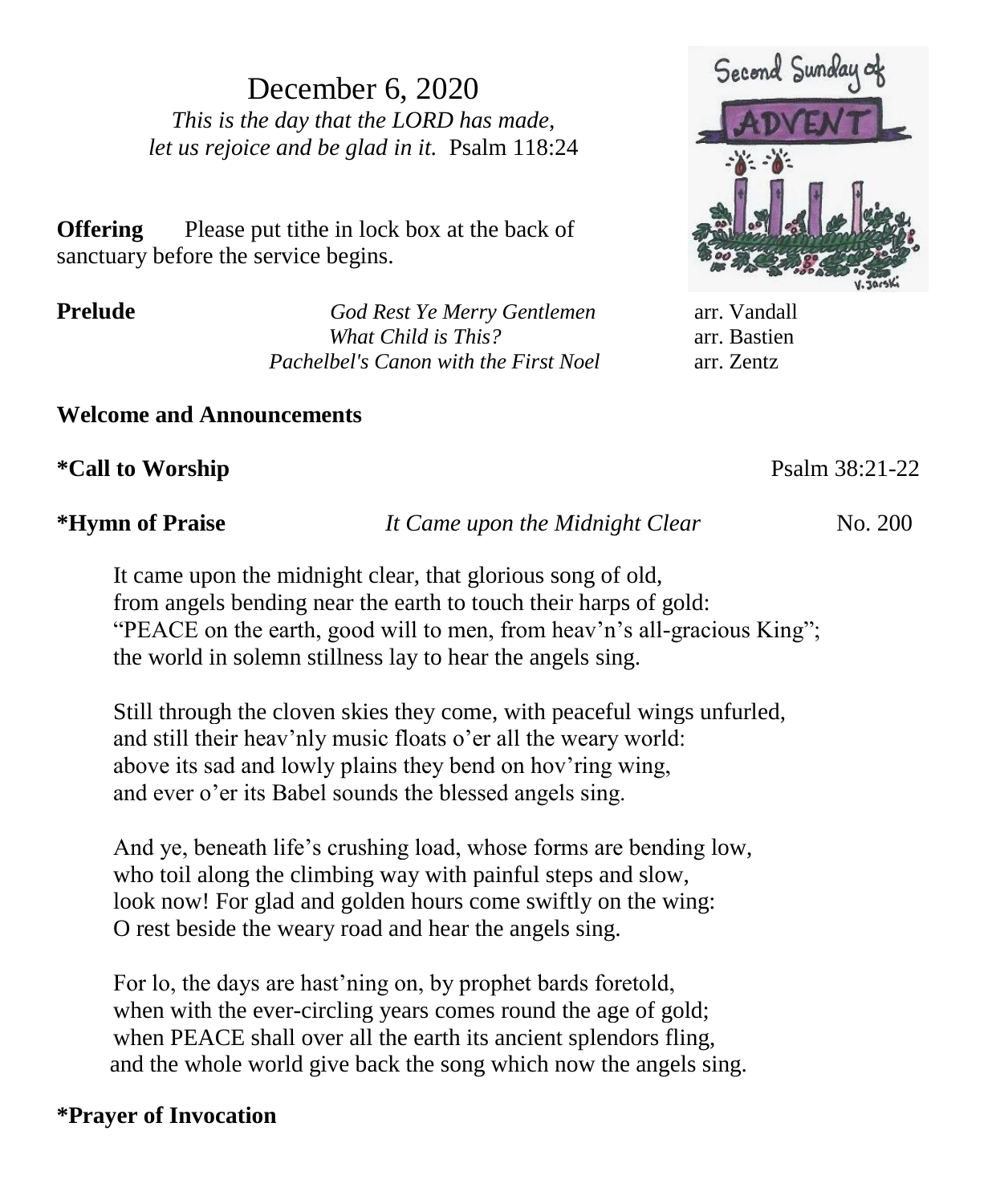December 6, 2020

*This is the day that the LORD has made,*
*let us rejoice and be glad in it.* Psalm 118:24

Second Sunday of ADVENT

**Offering** Please put tithe in lock box at the back of sanctuary before the service begins.

**Prelude**

| | | |
|---|---|---|
| *God Rest Ye Merry Gentlemen* | arr. Vandall |
| *What Child is This?* | arr. Bastien |
| *Pachelbel's Canon with the First Noel* | arr. Zentz |

**Welcome and Announcements**

**\*Call to Worship** Psalm 38:21-22

**\*Hymn of Praise** *It Came upon the Midnight Clear* No. 200

It came upon the midnight clear, that glorious song of old,
from angels bending near the earth to touch their harps of gold:
"PEACE on the earth, good will to men, from heav'n's all-gracious King";
the world in solemn stillness lay to hear the angels sing.

Still through the cloven skies they come, with peaceful wings unfurled,
and still their heav'nly music floats o'er all the weary world:
above its sad and lowly plains they bend on hov'ring wing,
and ever o'er its Babel sounds the blessed angels sing.

And ye, beneath life's crushing load, whose forms are bending low,
who toil along the climbing way with painful steps and slow,
look now! For glad and golden hours come swiftly on the wing:
O rest beside the weary road and hear the angels sing.

For lo, the days are hast'ning on, by prophet bards foretold,
when with the ever-circling years comes round the age of gold;
when PEACE shall over all the earth its ancient splendors fling,
and the whole world give back the song which now the angels sing.

**\*Prayer of Invocation**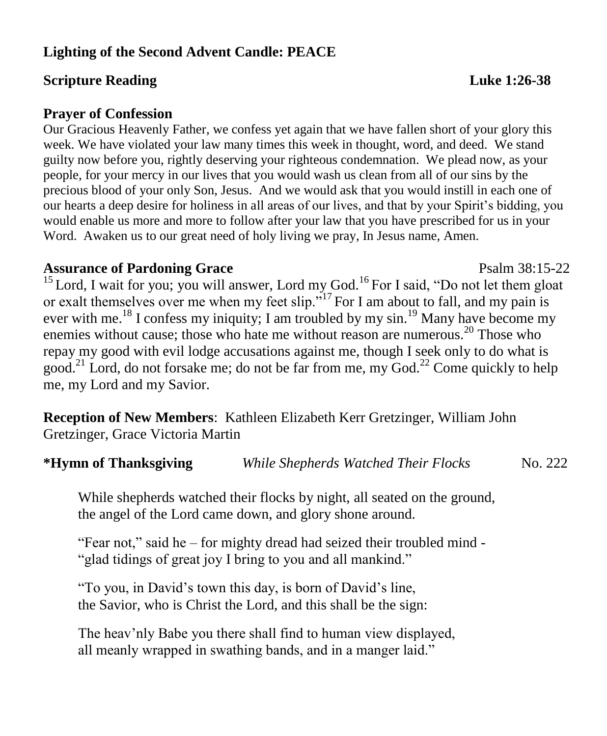**Lighting of the Second Advent Candle: PEACE**

**Scripture Reading** **Luke 1:26-38**

**Prayer of Confession**

Our Gracious Heavenly Father, we confess yet again that we have fallen short of your glory this week. We have violated your law many times this week in thought, word, and deed. We stand guilty now before you, rightly deserving your righteous condemnation. We plead now, as your people, for your mercy in our lives that you would wash us clean from all of our sins by the precious blood of your only Son, Jesus. And we would ask that you would instill in each one of our hearts a deep desire for holiness in all areas of our lives, and that by your Spirit's bidding, you would enable us more and more to follow after your law that you have prescribed for us in your Word. Awaken us to our great need of holy living we pray, In Jesus name, Amen.

**Assurance of Pardoning Grace** Psalm 38:15-22

[15] Lord, I wait for you; you will answer, Lord my God.[16] For I said, "Do not let them gloat or exalt themselves over me when my feet slip."[17] For I am about to fall, and my pain is ever with me.[18] I confess my iniquity; I am troubled by my sin.[19] Many have become my enemies without cause; those who hate me without reason are numerous.[20] Those who repay my good with evil lodge accusations against me, though I seek only to do what is good.[21] Lord, do not forsake me; do not be far from me, my God.[22] Come quickly to help me, my Lord and my Savior.

**Reception of New Members**: Kathleen Elizabeth Kerr Gretzinger, William John Gretzinger, Grace Victoria Martin

**\*Hymn of Thanksgiving** *While Shepherds Watched Their Flocks* No. 222

While shepherds watched their flocks by night, all seated on the ground,
the angel of the Lord came down, and glory shone around.

"Fear not," said he – for mighty dread had seized their troubled mind -
"glad tidings of great joy I bring to you and all mankind."

"To you, in David's town this day, is born of David's line,
the Savior, who is Christ the Lord, and this shall be the sign:

The heav'nly Babe you there shall find to human view displayed,
all meanly wrapped in swathing bands, and in a manger laid."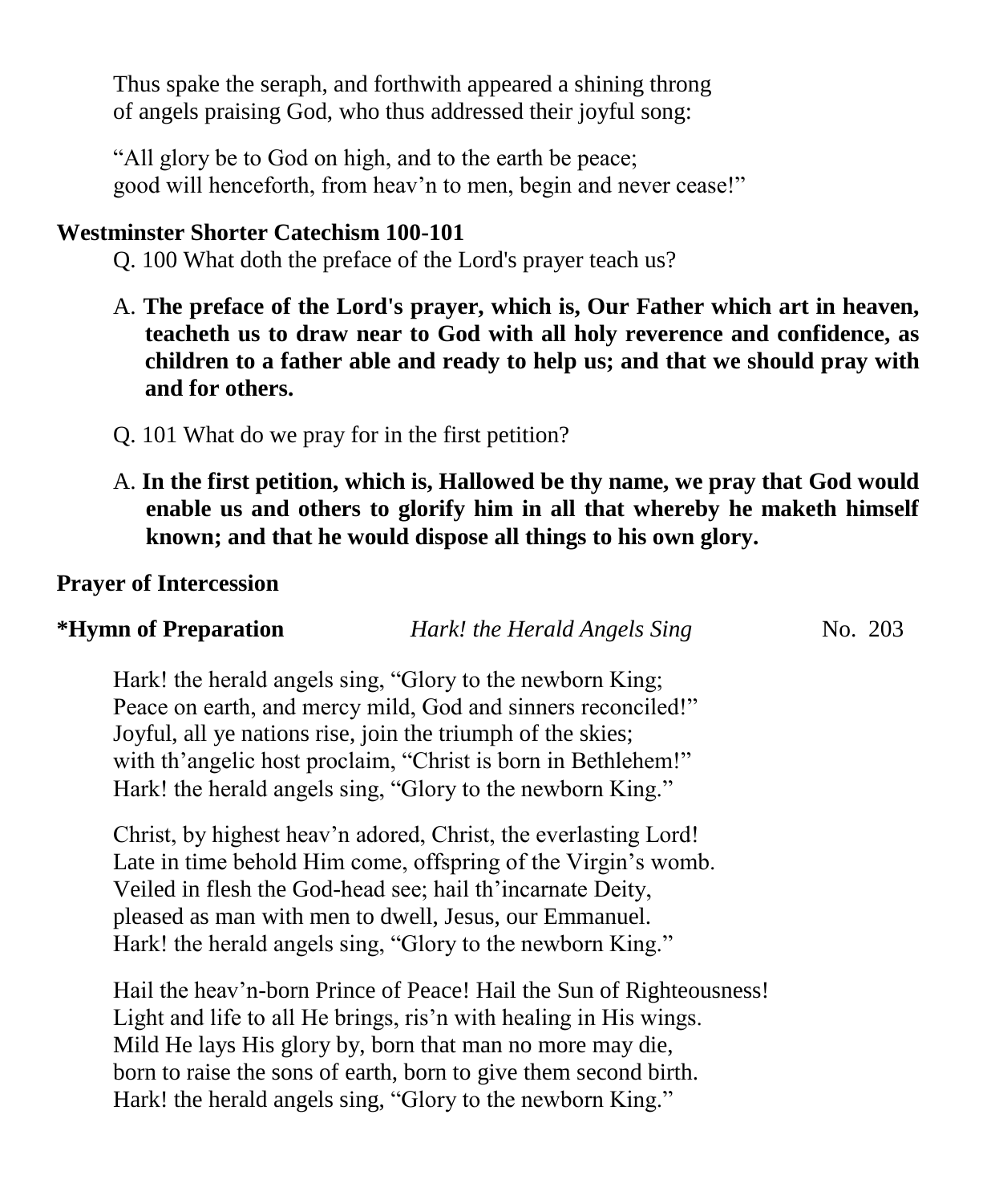Thus spake the seraph, and forthwith appeared a shining throng
of angels praising God, who thus addressed their joyful song:

"All glory be to God on high, and to the earth be peace;
good will henceforth, from heav'n to men, begin and never cease!"

**Westminster Shorter Catechism 100-101**

Q. 100 What doth the preface of the Lord's prayer teach us?

A. **The preface of the Lord's prayer, which is, Our Father which art in heaven, teacheth us to draw near to God with all holy reverence and confidence, as children to a father able and ready to help us; and that we should pray with and for others.**

Q. 101 What do we pray for in the first petition?

A. **In the first petition, which is, Hallowed be thy name, we pray that God would enable us and others to glorify him in all that whereby he maketh himself known; and that he would dispose all things to his own glory.**

**Prayer of Intercession**

**\*Hymn of Preparation** *Hark! the Herald Angels Sing* No. 203

Hark! the herald angels sing, "Glory to the newborn King;
Peace on earth, and mercy mild, God and sinners reconciled!"
Joyful, all ye nations rise, join the triumph of the skies;
with th'angelic host proclaim, "Christ is born in Bethlehem!"
Hark! the herald angels sing, "Glory to the newborn King."

Christ, by highest heav'n adored, Christ, the everlasting Lord!
Late in time behold Him come, offspring of the Virgin's womb.
Veiled in flesh the God-head see; hail th'incarnate Deity,
pleased as man with men to dwell, Jesus, our Emmanuel.
Hark! the herald angels sing, "Glory to the newborn King."

Hail the heav'n-born Prince of Peace! Hail the Sun of Righteousness!
Light and life to all He brings, ris'n with healing in His wings.
Mild He lays His glory by, born that man no more may die,
born to raise the sons of earth, born to give them second birth.
Hark! the herald angels sing, "Glory to the newborn King."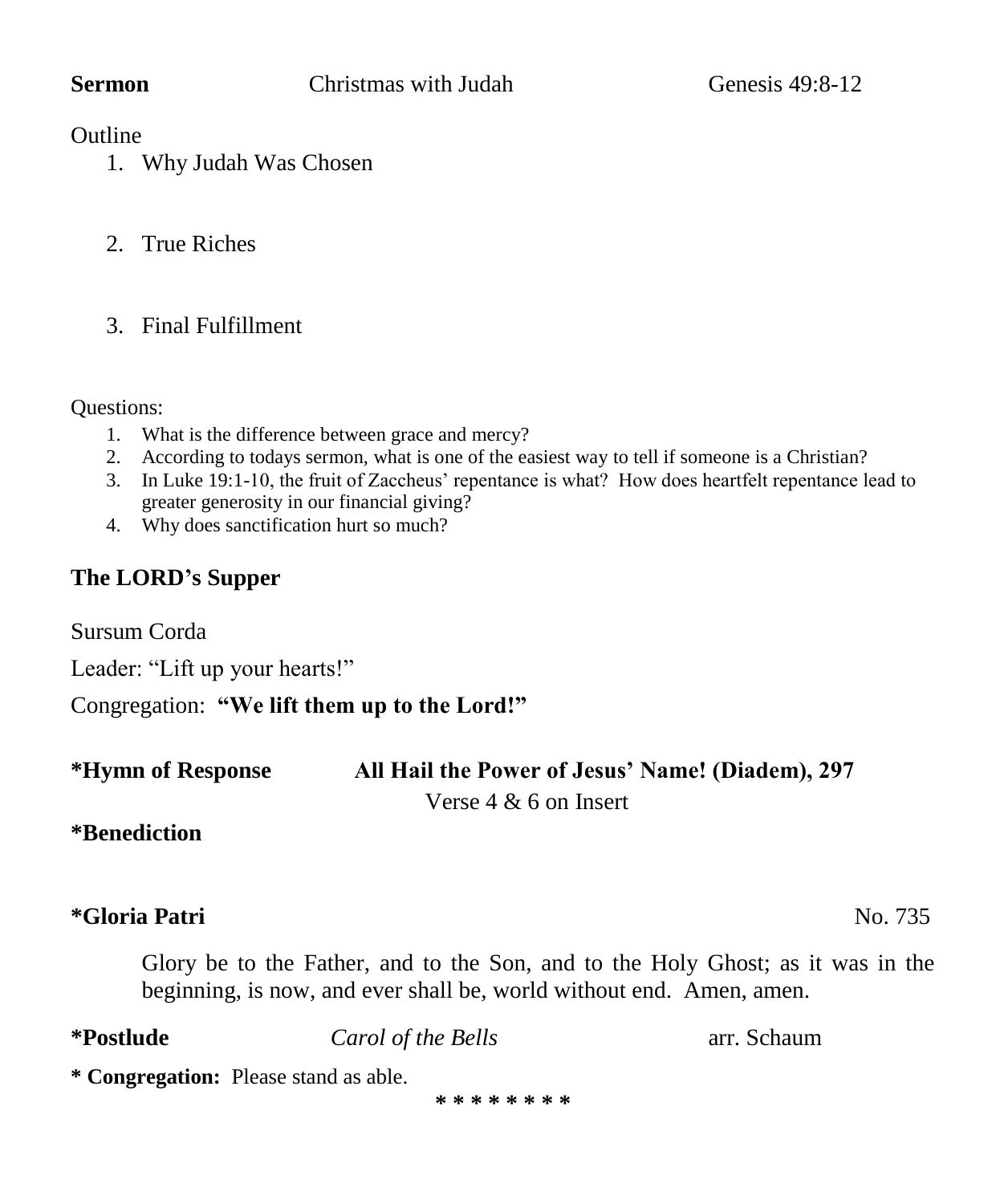**Sermon** Christmas with Judah Genesis 49:8-12

Outline

1. Why Judah Was Chosen

2. True Riches

3. Final Fulfillment

Questions:

1. What is the difference between grace and mercy?
2. According to todays sermon, what is one of the easiest way to tell if someone is a Christian?
3. In Luke 19:1-10, the fruit of Zaccheus' repentance is what? How does heartfelt repentance lead to greater generosity in our financial giving?
4. Why does sanctification hurt so much?

## The LORD's Supper

Sursum Corda

Leader: "Lift up your hearts!"

Congregation: **"We lift them up to the Lord!"**

**\*Hymn of Response** **All Hail the Power of Jesus' Name! (Diadem), 297**

Verse 4 & 6 on Insert

**\*Benediction**

**\*Gloria Patri** No. 735

Glory be to the Father, and to the Son, and to the Holy Ghost; as it was in the beginning, is now, and ever shall be, world without end. Amen, amen.

**\*Postlude** *Carol of the Bells* arr. Schaum

**\* Congregation:** Please stand as able.

\* \* \* \* \* \* \* \*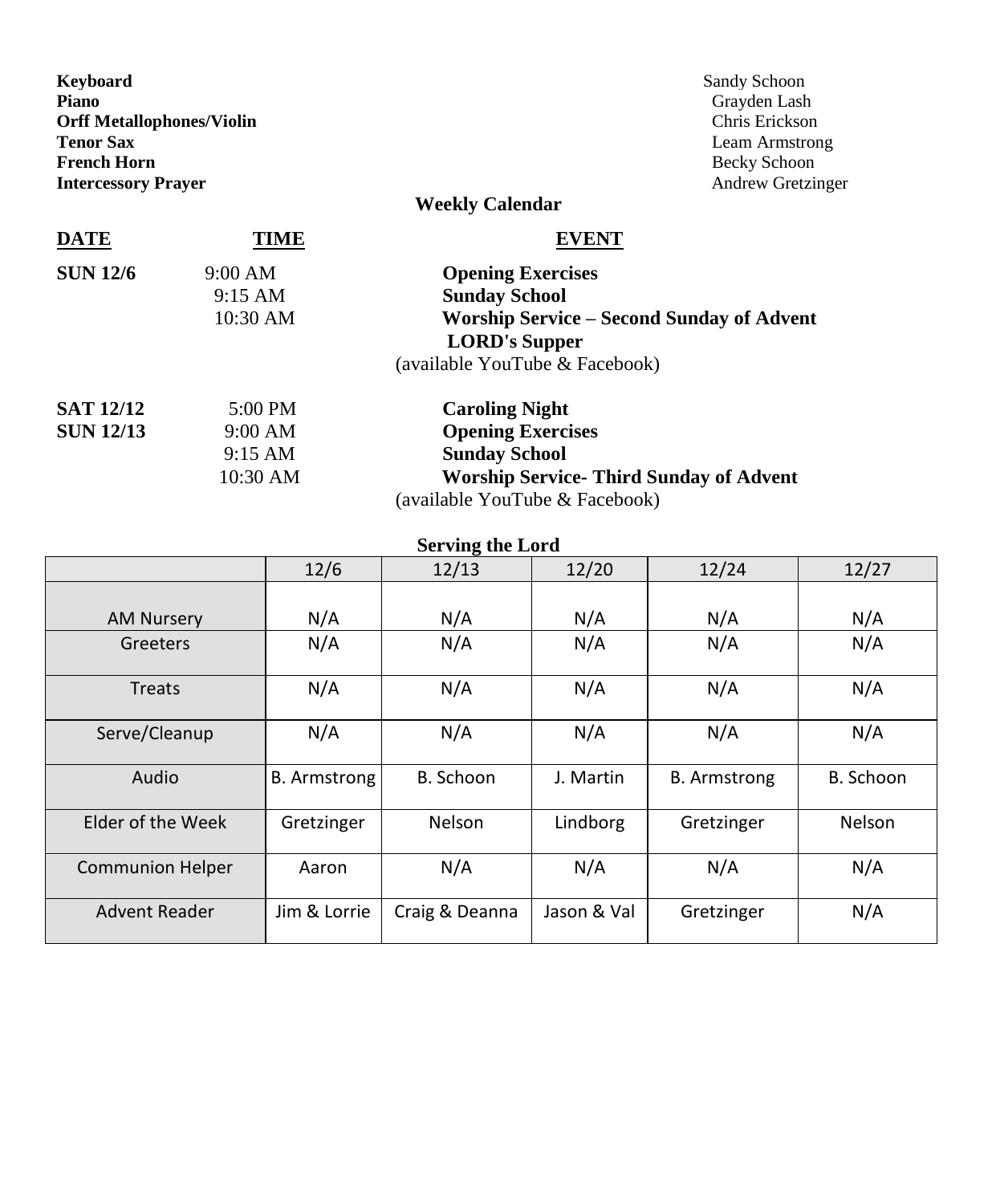**Keyboard** Sandy Schoon
**Piano** Grayden Lash
**Orff Metallophones/Violin** Chris Erickson
**Tenor Sax** Leam Armstrong
**French Horn** Becky Schoon
**Intercessory Prayer** Andrew Gretzinger

## Weekly Calendar

| DATE | TIME | EVENT |
|---|---|---|
| **SUN 12/6** | 9:00 AM | **Opening Exercises** |
| | 9:15 AM | **Sunday School** |
| | 10:30 AM | **Worship Service – Second Sunday of Advent** |
| | | **LORD's Supper** |
| | | (available YouTube & Facebook) |
| **SAT 12/12** | 5:00 PM | **Caroling Night** |
| **SUN 12/13** | 9:00 AM | **Opening Exercises** |
| | 9:15 AM | **Sunday School** |
| | 10:30 AM | **Worship Service- Third Sunday of Advent** |
| | | (available YouTube & Facebook) |

## Serving the Lord

| | 12/6 | 12/13 | 12/20 | 12/24 | 12/27 |
|---|---|---|---|---|---|
| AM Nursery | N/A | N/A | N/A | N/A | N/A |
| Greeters | N/A | N/A | N/A | N/A | N/A |
| Treats | N/A | N/A | N/A | N/A | N/A |
| Serve/Cleanup | N/A | N/A | N/A | N/A | N/A |
| Audio | B. Armstrong | B. Schoon | J. Martin | B. Armstrong | B. Schoon |
| Elder of the Week | Gretzinger | Nelson | Lindborg | Gretzinger | Nelson |
| Communion Helper | Aaron | N/A | N/A | N/A | N/A |
| Advent Reader | Jim & Lorrie | Craig & Deanna | Jason & Val | Gretzinger | N/A |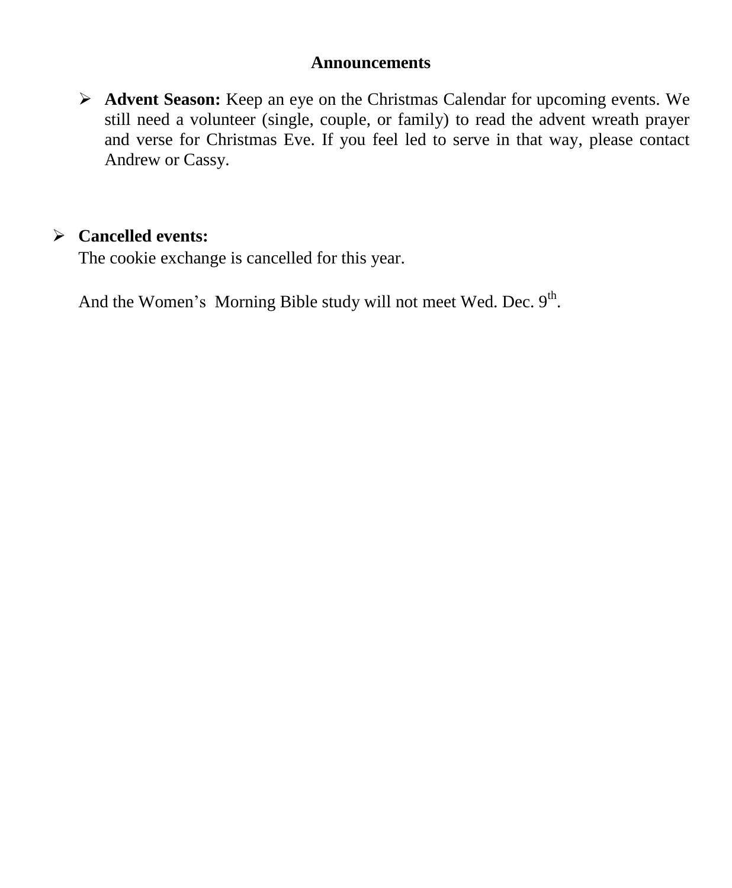## Announcements

- **Advent Season:** Keep an eye on the Christmas Calendar for upcoming events. We still need a volunteer (single, couple, or family) to read the advent wreath prayer and verse for Christmas Eve. If you feel led to serve in that way, please contact Andrew or Cassy.

- **Cancelled events:**
  The cookie exchange is cancelled for this year.

  And the Women's Morning Bible study will not meet Wed. Dec. 9th.